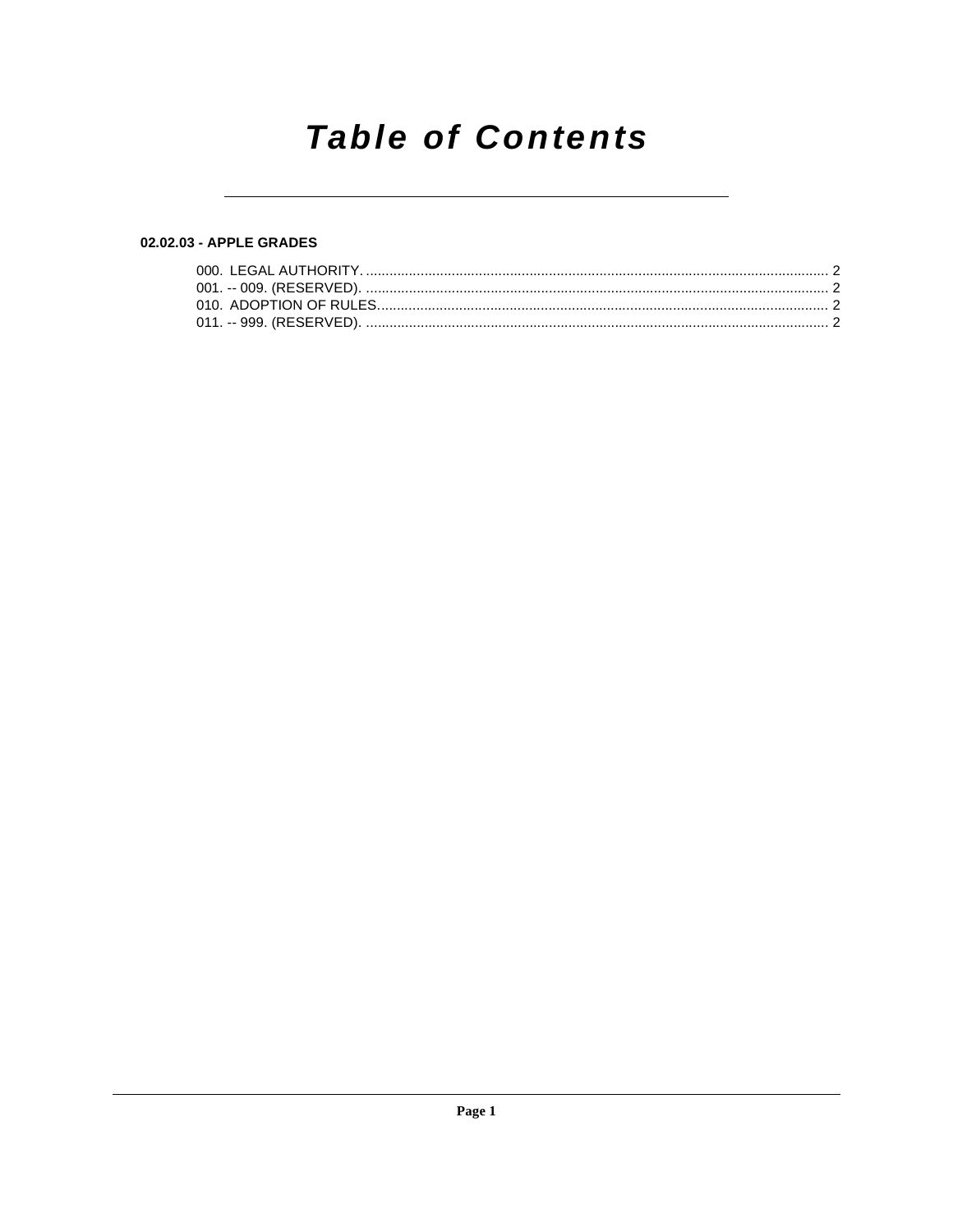# *Table of Contents*

**02.02.03 - APPLE GRADES**

000. LEGAL AUTHORITY. .......................................................................................................................... 2
001. -- 009. (RESERVED). ......................................................................................................................... 2
010. ADOPTION OF RULES...................................................................................................................... 2
011. -- 999. (RESERVED). ......................................................................................................................... 2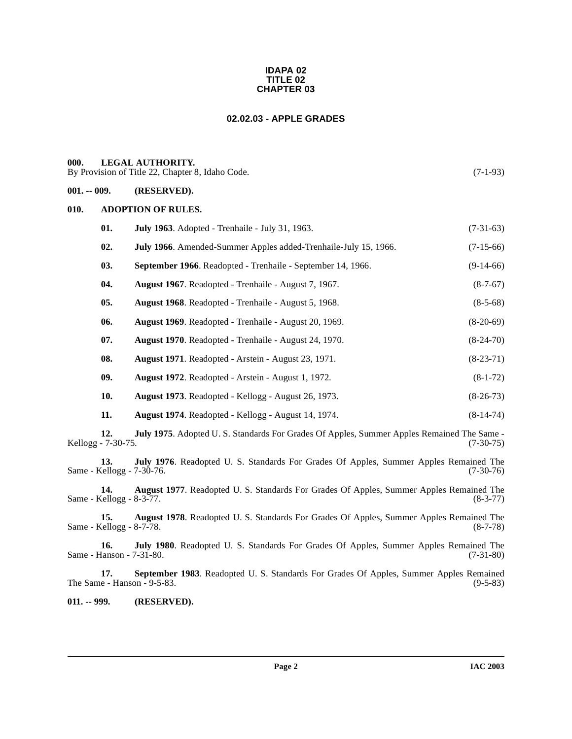**IDAPA 02**
**TITLE 02**
**CHAPTER 03**

# 02.02.03 - APPLE GRADES

## 000. LEGAL AUTHORITY.

By Provision of Title 22, Chapter 8, Idaho Code. (7-1-93)

## 001. -- 009. (RESERVED).

## 010. ADOPTION OF RULES.

**01. July 1963**. Adopted - Trenhaile - July 31, 1963. (7-31-63)

**02. July 1966**. Amended-Summer Apples added-Trenhaile-July 15, 1966. (7-15-66)

**03. September 1966**. Readopted - Trenhaile - September 14, 1966. (9-14-66)

**04. August 1967**. Readopted - Trenhaile - August 7, 1967. (8-7-67)

**05. August 1968**. Readopted - Trenhaile - August 5, 1968. (8-5-68)

**06. August 1969**. Readopted - Trenhaile - August 20, 1969. (8-20-69)

**07. August 1970**. Readopted - Trenhaile - August 24, 1970. (8-24-70)

**08. August 1971**. Readopted - Arstein - August 23, 1971. (8-23-71)

**09. August 1972**. Readopted - Arstein - August 1, 1972. (8-1-72)

**10. August 1973**. Readopted - Kellogg - August 26, 1973. (8-26-73)

**11. August 1974**. Readopted - Kellogg - August 14, 1974. (8-14-74)

**12. July 1975**. Adopted U. S. Standards For Grades Of Apples, Summer Apples Remained The Same - Kellogg - 7-30-75. (7-30-75)

**13. July 1976**. Readopted U. S. Standards For Grades Of Apples, Summer Apples Remained The Same - Kellogg - 7-30-76. (7-30-76)

**14. August 1977**. Readopted U. S. Standards For Grades Of Apples, Summer Apples Remained The Same - Kellogg - 8-3-77. (8-3-77)

**15. August 1978**. Readopted U. S. Standards For Grades Of Apples, Summer Apples Remained The Same - Kellogg - 8-7-78. (8-7-78)

**16. July 1980**. Readopted U. S. Standards For Grades Of Apples, Summer Apples Remained The Same - Hanson - 7-31-80. (7-31-80)

**17. September 1983**. Readopted U. S. Standards For Grades Of Apples, Summer Apples Remained The Same - Hanson - 9-5-83. (9-5-83)

## 011. -- 999. (RESERVED).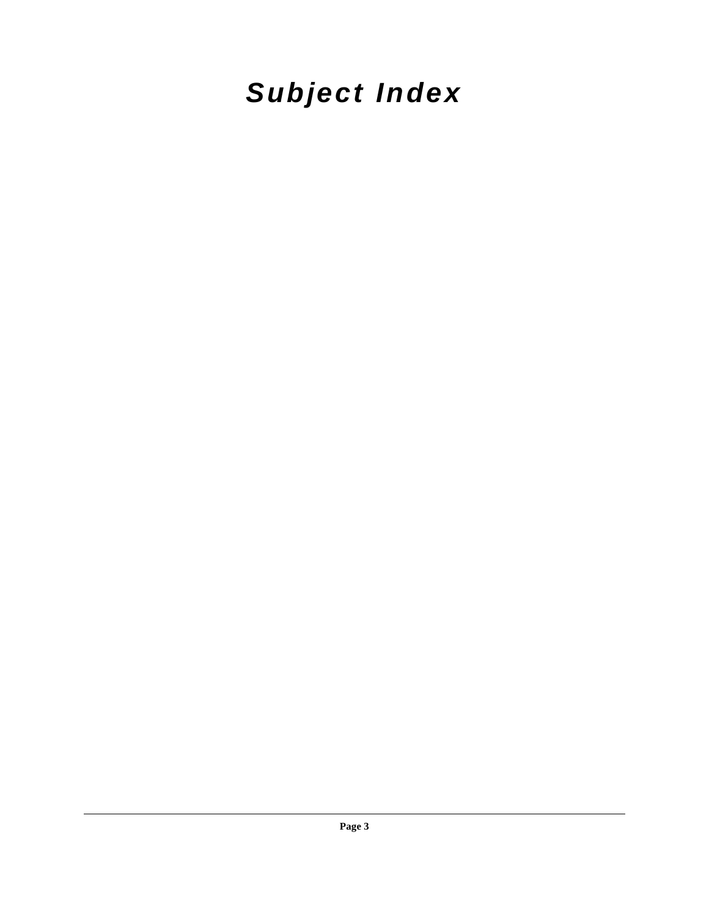# *Subject Index*